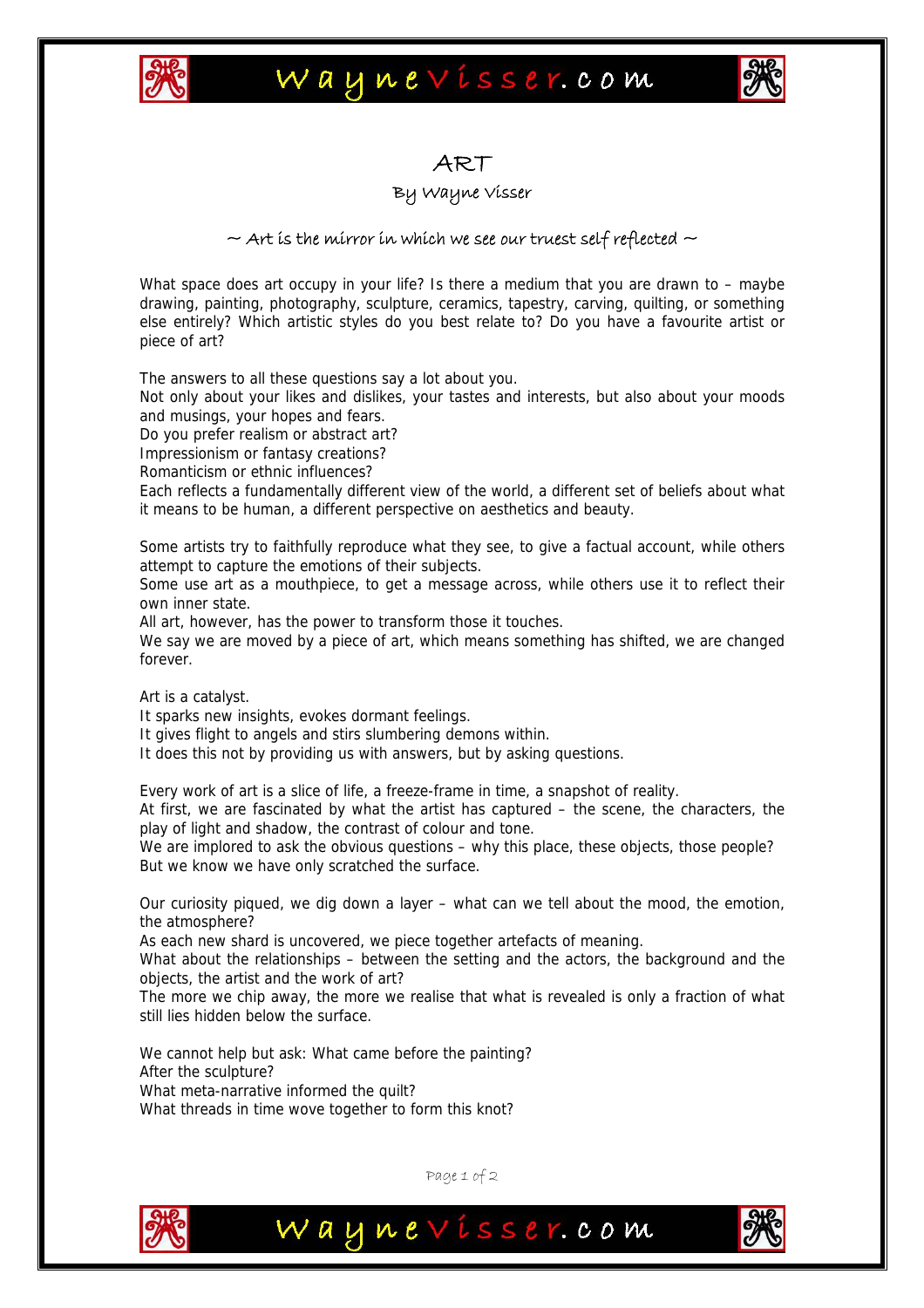# ART

By Wayne Visser

*~ Art is the mirror in which we see our truest self reflected ~*

What space does art occupy in your life? Is there a medium that you are drawn to – maybe drawing, painting, photography, sculpture, ceramics, tapestry, carving, quilting, or something else entirely? Which artistic styles do you best relate to? Do you have a favourite artist or piece of art?

The answers to all these questions say a lot about you.
Not only about your likes and dislikes, your tastes and interests, but also about your moods and musings, your hopes and fears.
Do you prefer realism or abstract art?
Impressionism or fantasy creations?
Romanticism or ethnic influences?
Each reflects a fundamentally different view of the world, a different set of beliefs about what it means to be human, a different perspective on aesthetics and beauty.

Some artists try to faithfully reproduce what they see, to give a factual account, while others attempt to capture the emotions of their subjects.
Some use art as a mouthpiece, to get a message across, while others use it to reflect their own inner state.
All art, however, has the power to transform those it touches.
We say we are moved by a piece of art, which means something has shifted, we are changed forever.

Art is a catalyst.
It sparks new insights, evokes dormant feelings.
It gives flight to angels and stirs slumbering demons within.
It does this not by providing us with answers, but by asking questions.

Every work of art is a slice of life, a freeze-frame in time, a snapshot of reality.
At first, we are fascinated by what the artist has captured – the scene, the characters, the play of light and shadow, the contrast of colour and tone.
We are implored to ask the obvious questions – why this place, these objects, those people?
But we know we have only scratched the surface.

Our curiosity piqued, we dig down a layer – what can we tell about the mood, the emotion, the atmosphere?
As each new shard is uncovered, we piece together artefacts of meaning.
What about the relationships – between the setting and the actors, the background and the objects, the artist and the work of art?
The more we chip away, the more we realise that what is revealed is only a fraction of what still lies hidden below the surface.

We cannot help but ask: What came before the painting?
After the sculpture?
What meta-narrative informed the quilt?
What threads in time wove together to form this knot?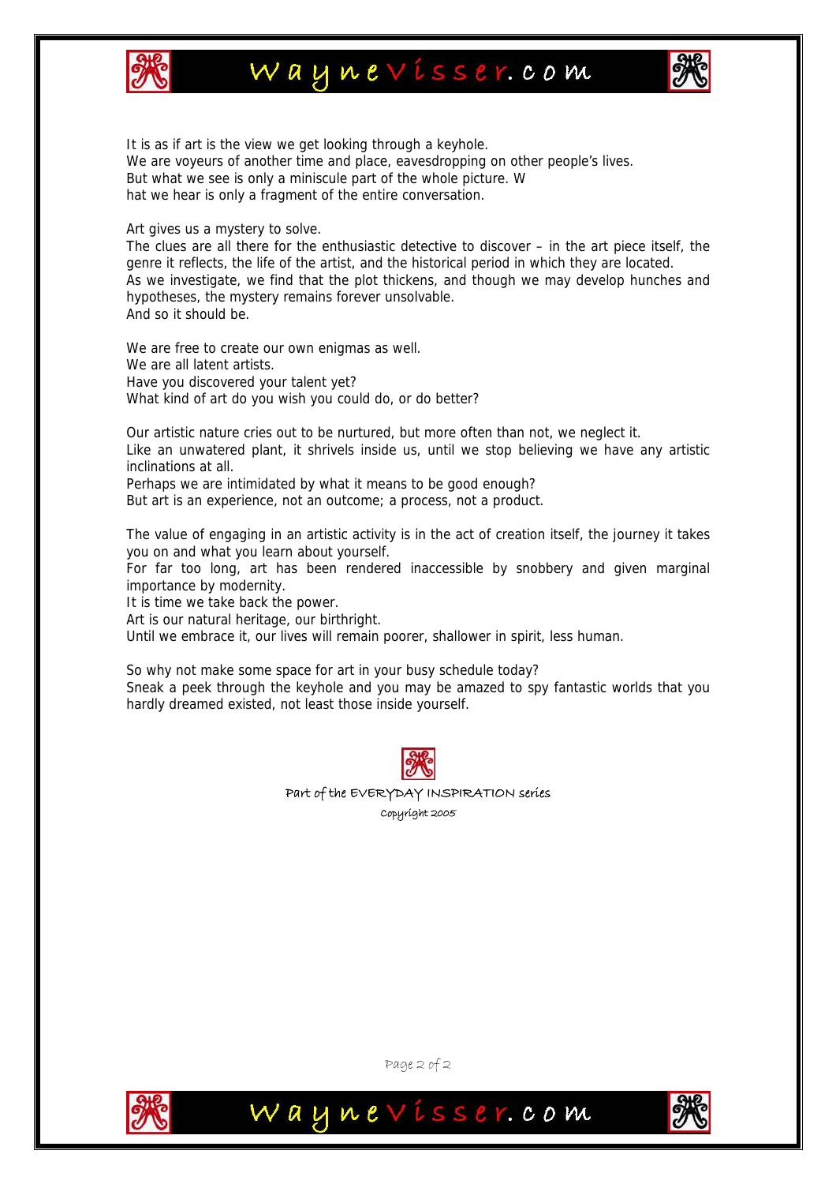It is as if art is the view we get looking through a keyhole.
We are voyeurs of another time and place, eavesdropping on other people's lives.
But what we see is only a miniscule part of the whole picture. What we hear is only a fragment of the entire conversation.

Art gives us a mystery to solve.
The clues are all there for the enthusiastic detective to discover – in the art piece itself, the genre it reflects, the life of the artist, and the historical period in which they are located.
As we investigate, we find that the plot thickens, and though we may develop hunches and hypotheses, the mystery remains forever unsolvable.
And so it should be.

We are free to create our own enigmas as well.
We are all latent artists.
Have you discovered your talent yet?
What kind of art do you wish you could do, or do better?

Our artistic nature cries out to be nurtured, but more often than not, we neglect it.
Like an unwatered plant, it shrivels inside us, until we stop believing we have any artistic inclinations at all.
Perhaps we are intimidated by what it means to be good enough?
But art is an experience, not an outcome; a process, not a product.

The value of engaging in an artistic activity is in the act of creation itself, the journey it takes you on and what you learn about yourself.
For far too long, art has been rendered inaccessible by snobbery and given marginal importance by modernity.
It is time we take back the power.
Art is our natural heritage, our birthright.
Until we embrace it, our lives will remain poorer, shallower in spirit, less human.

So why not make some space for art in your busy schedule today?
Sneak a peek through the keyhole and you may be amazed to spy fantastic worlds that you hardly dreamed existed, not least those inside yourself.

Part of the EVERYDAY INSPIRATION series

Copyright 2005